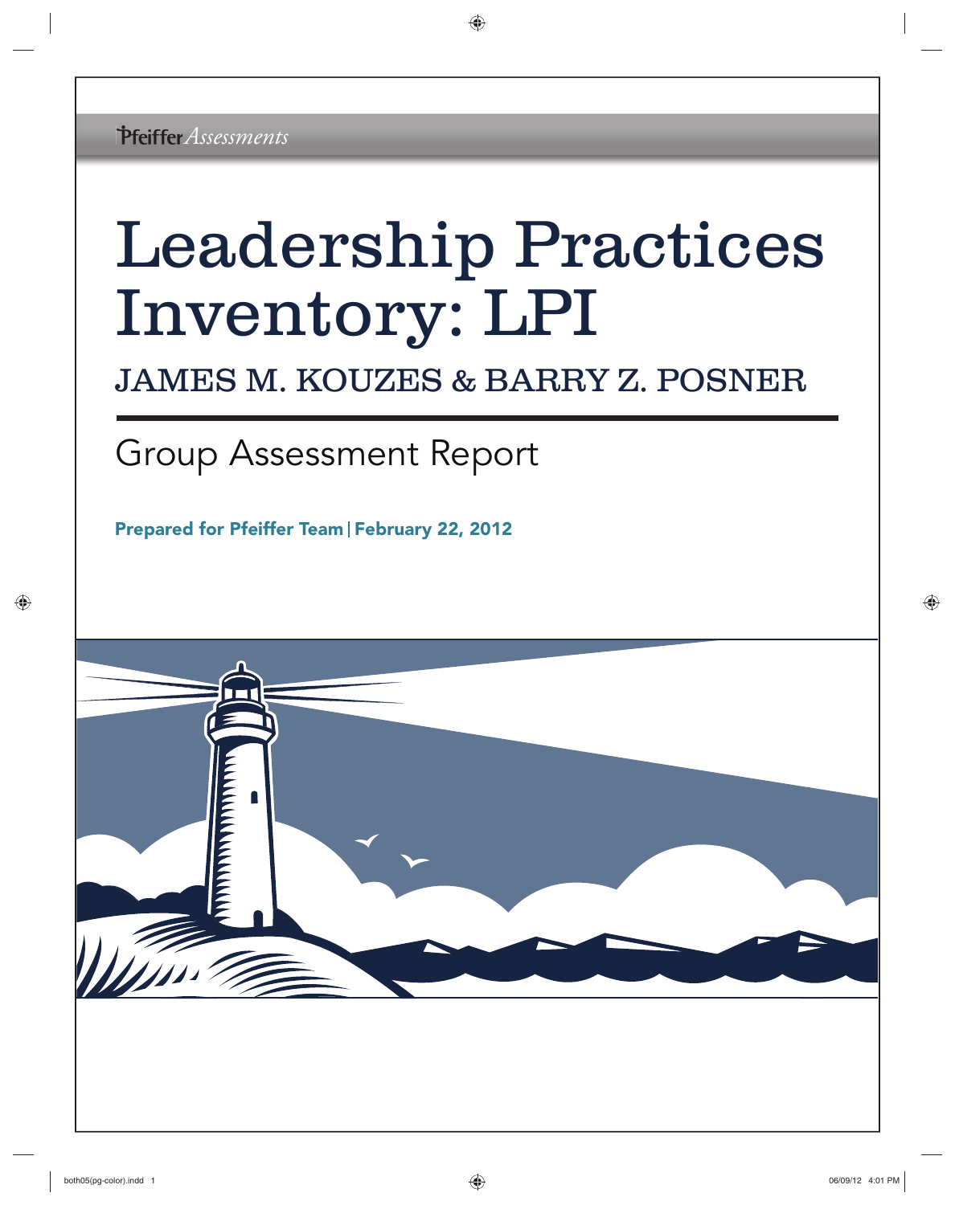Pfeiffer *Assessments*

# Leadership Practices Inventory: LPI

## JAMES M. KOUZES & BARRY Z. POSNER

## Group Assessment Report

**Prepared for Pfeiffer Team | February 22, 2012**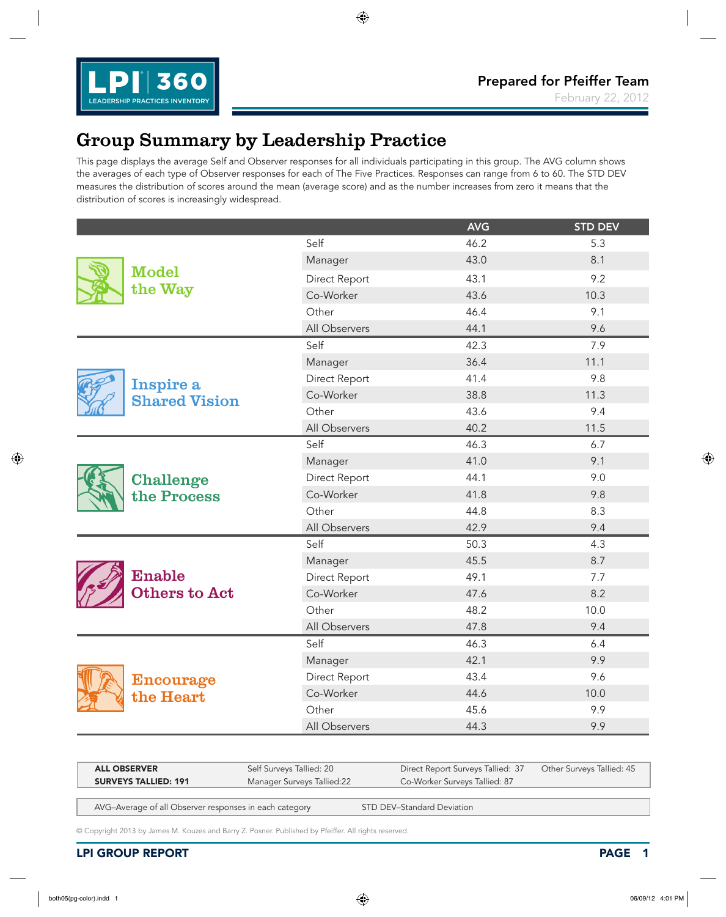**LPI 360** LEADERSHIP PRACTICES INVENTORY

**Prepared for Pfeiffer Team**
February 22, 2012

# Group Summary by Leadership Practice

This page displays the average Self and Observer responses for all individuals participating in this group. The AVG column shows the averages of each type of Observer responses for each of The Five Practices. Responses can range from 6 to 60. The STD DEV measures the distribution of scores around the mean (average score) and as the number increases from zero it means that the distribution of scores is increasingly widespread.

| Practice | | AVG | STD DEV |
|---|---|---|---|
| Model the Way | Self | 46.2 | 5.3 |
| | Manager | 43.0 | 8.1 |
| | Direct Report | 43.1 | 9.2 |
| | Co-Worker | 43.6 | 10.3 |
| | Other | 46.4 | 9.1 |
| | All Observers | 44.1 | 9.6 |
| Inspire a Shared Vision | Self | 42.3 | 7.9 |
| | Manager | 36.4 | 11.1 |
| | Direct Report | 41.4 | 9.8 |
| | Co-Worker | 38.8 | 11.3 |
| | Other | 43.6 | 9.4 |
| | All Observers | 40.2 | 11.5 |
| Challenge the Process | Self | 46.3 | 6.7 |
| | Manager | 41.0 | 9.1 |
| | Direct Report | 44.1 | 9.0 |
| | Co-Worker | 41.8 | 9.8 |
| | Other | 44.8 | 8.3 |
| | All Observers | 42.9 | 9.4 |
| Enable Others to Act | Self | 50.3 | 4.3 |
| | Manager | 45.5 | 8.7 |
| | Direct Report | 49.1 | 7.7 |
| | Co-Worker | 47.6 | 8.2 |
| | Other | 48.2 | 10.0 |
| | All Observers | 47.8 | 9.4 |
| Encourage the Heart | Self | 46.3 | 6.4 |
| | Manager | 42.1 | 9.9 |
| | Direct Report | 43.4 | 9.6 |
| | Co-Worker | 44.6 | 10.0 |
| | Other | 45.6 | 9.9 |
| | All Observers | 44.3 | 9.9 |

**ALL OBSERVER SURVEYS TALLIED: 191**
Self Surveys Tallied: 20
Manager Surveys Tallied:22
Direct Report Surveys Tallied: 37
Co-Worker Surveys Tallied: 87
Other Surveys Tallied: 45

AVG–Average of all Observer responses in each category
STD DEV–Standard Deviation

© Copyright 2013 by James M. Kouzes and Barry Z. Posner. Published by Pfeiffer. All rights reserved.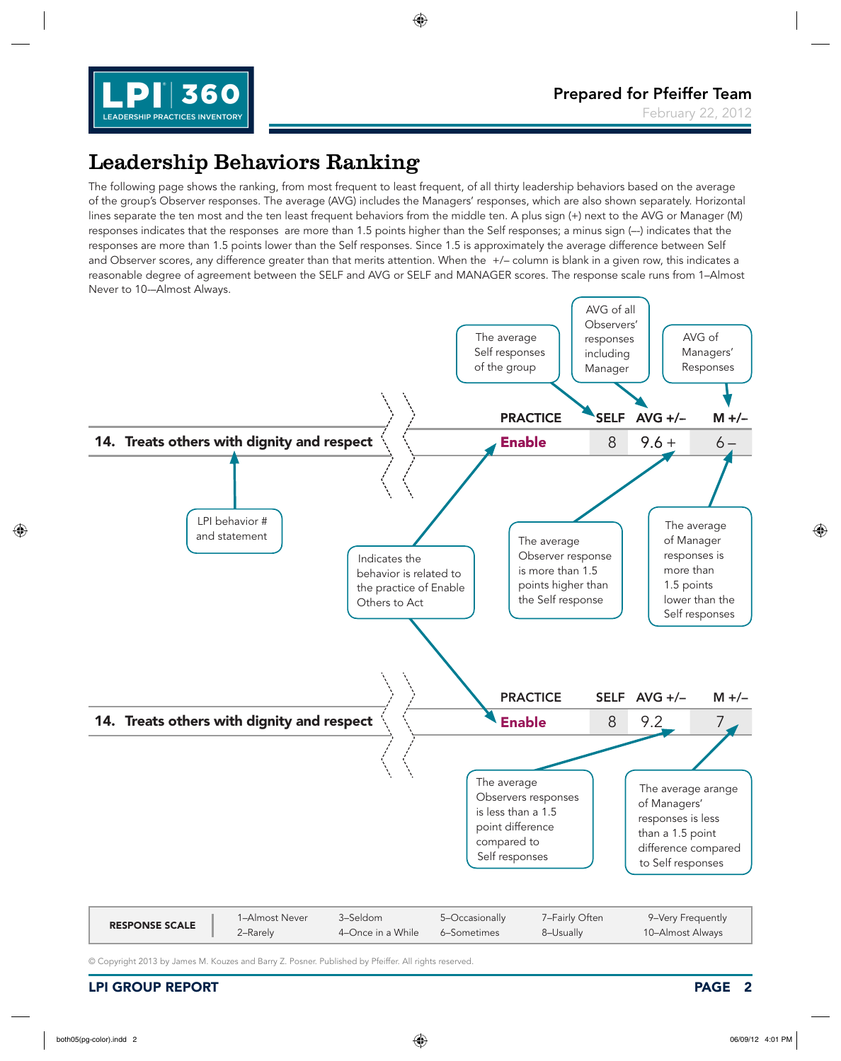## Leadership Behaviors Ranking

The following page shows the ranking, from most frequent to least frequent, of all thirty leadership behaviors based on the average of the group's Observer responses. The average (AVG) includes the Managers' responses, which are also shown separately. Horizontal lines separate the ten most and the ten least frequent behaviors from the middle ten. A plus sign (+) next to the AVG or Manager (M) responses indicates that the responses are more than 1.5 points higher than the Self responses; a minus sign (–) indicates that the responses are more than 1.5 points lower than the Self responses. Since 1.5 is approximately the average difference between Self and Observer scores, any difference greater than that merits attention. When the +/– column is blank in a given row, this indicates a reasonable degree of agreement between the SELF and AVG or SELF and MANAGER scores. The response scale runs from 1–Almost Never to 10—Almost Always.

The average Self responses of the group

AVG of all Observers' responses including Manager

AVG of Managers' Responses

| | PRACTICE | SELF | AVG +/– | M +/– |
|---|---|---|---|---|
| **14. Treats others with dignity and respect** | **Enable** | 8 | 9.6 + | 6 – |

LPI behavior # and statement

Indicates the behavior is related to the practice of Enable Others to Act

The average Observer response is more than 1.5 points higher than the Self response

The average of Manager responses is more than 1.5 points lower than the Self responses

| | PRACTICE | SELF | AVG +/– | M +/– |
|---|---|---|---|---|
| **14. Treats others with dignity and respect** | **Enable** | 8 | 9.2 | 7 |

The average Observers responses is less than a 1.5 point difference compared to Self responses

The average arange of Managers' responses is less than a 1.5 point difference compared to Self responses

| RESPONSE SCALE | | | | | |
|---|---|---|---|---|---|
| | 1–Almost Never | 3–Seldom | 5–Occasionally | 7–Fairly Often | 9–Very Frequently |
| | 2–Rarely | 4–Once in a While | 6–Sometimes | 8–Usually | 10–Almost Always |

© Copyright 2013 by James M. Kouzes and Barry Z. Posner. Published by Pfeiffer. All rights reserved.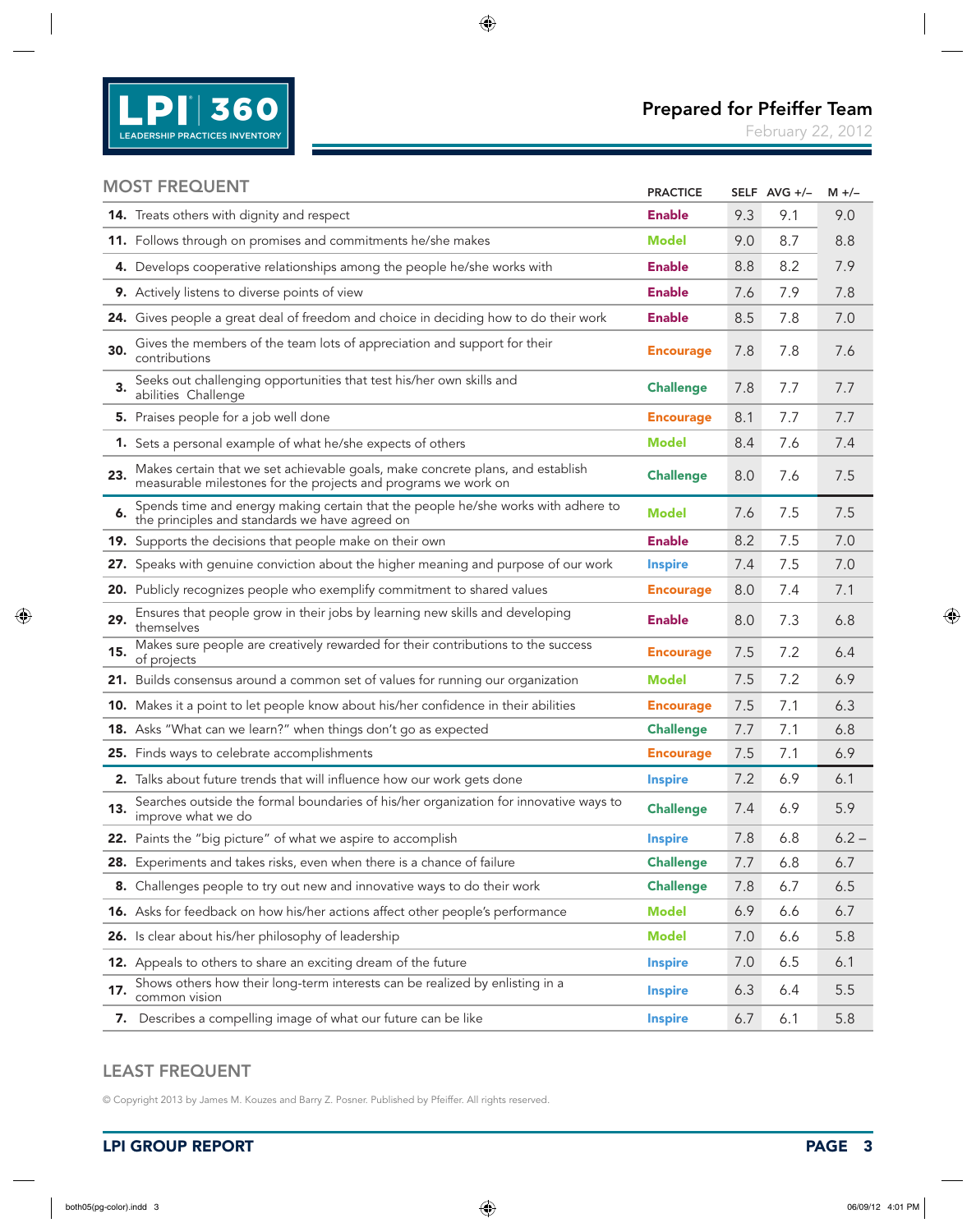**Prepared for Pfeiffer Team**
February 22, 2012

## MOST FREQUENT

| | | PRACTICE | SELF | AVG +/– | M +/– |
|---|---|---|---|---|---|
| **14.** | Treats others with dignity and respect | **Enable** | 9.3 | 9.1 | 9.0 |
| **11.** | Follows through on promises and commitments he/she makes | **Model** | 9.0 | 8.7 | 8.8 |
| **4.** | Develops cooperative relationships among the people he/she works with | **Enable** | 8.8 | 8.2 | 7.9 |
| **9.** | Actively listens to diverse points of view | **Enable** | 7.6 | 7.9 | 7.8 |
| **24.** | Gives people a great deal of freedom and choice in deciding how to do their work | **Enable** | 8.5 | 7.8 | 7.0 |
| **30.** | Gives the members of the team lots of appreciation and support for their contributions | **Encourage** | 7.8 | 7.8 | 7.6 |
| **3.** | Seeks out challenging opportunities that test his/her own skills and abilities Challenge | **Challenge** | 7.8 | 7.7 | 7.7 |
| **5.** | Praises people for a job well done | **Encourage** | 8.1 | 7.7 | 7.7 |
| **1.** | Sets a personal example of what he/she expects of others | **Model** | 8.4 | 7.6 | 7.4 |
| **23.** | Makes certain that we set achievable goals, make concrete plans, and establish measurable milestones for the projects and programs we work on | **Challenge** | 8.0 | 7.6 | 7.5 |
| **6.** | Spends time and energy making certain that the people he/she works with adhere to the principles and standards we have agreed on | **Model** | 7.6 | 7.5 | 7.5 |
| **19.** | Supports the decisions that people make on their own | **Enable** | 8.2 | 7.5 | 7.0 |
| **27.** | Speaks with genuine conviction about the higher meaning and purpose of our work | **Inspire** | 7.4 | 7.5 | 7.0 |
| **20.** | Publicly recognizes people who exemplify commitment to shared values | **Encourage** | 8.0 | 7.4 | 7.1 |
| **29.** | Ensures that people grow in their jobs by learning new skills and developing themselves | **Enable** | 8.0 | 7.3 | 6.8 |
| **15.** | Makes sure people are creatively rewarded for their contributions to the success of projects | **Encourage** | 7.5 | 7.2 | 6.4 |
| **21.** | Builds consensus around a common set of values for running our organization | **Model** | 7.5 | 7.2 | 6.9 |
| **10.** | Makes it a point to let people know about his/her confidence in their abilities | **Encourage** | 7.5 | 7.1 | 6.3 |
| **18.** | Asks "What can we learn?" when things don't go as expected | **Challenge** | 7.7 | 7.1 | 6.8 |
| **25.** | Finds ways to celebrate accomplishments | **Encourage** | 7.5 | 7.1 | 6.9 |
| **2.** | Talks about future trends that will influence how our work gets done | **Inspire** | 7.2 | 6.9 | 6.1 |
| **13.** | Searches outside the formal boundaries of his/her organization for innovative ways to improve what we do | **Challenge** | 7.4 | 6.9 | 5.9 |
| **22.** | Paints the "big picture" of what we aspire to accomplish | **Inspire** | 7.8 | 6.8 | 6.2 – |
| **28.** | Experiments and takes risks, even when there is a chance of failure | **Challenge** | 7.7 | 6.8 | 6.7 |
| **8.** | Challenges people to try out new and innovative ways to do their work | **Challenge** | 7.8 | 6.7 | 6.5 |
| **16.** | Asks for feedback on how his/her actions affect other people's performance | **Model** | 6.9 | 6.6 | 6.7 |
| **26.** | Is clear about his/her philosophy of leadership | **Model** | 7.0 | 6.6 | 5.8 |
| **12.** | Appeals to others to share an exciting dream of the future | **Inspire** | 7.0 | 6.5 | 6.1 |
| **17.** | Shows others how their long-term interests can be realized by enlisting in a common vision | **Inspire** | 6.3 | 6.4 | 5.5 |
| **7.** | Describes a compelling image of what our future can be like | **Inspire** | 6.7 | 6.1 | 5.8 |

## LEAST FREQUENT

© Copyright 2013 by James M. Kouzes and Barry Z. Posner. Published by Pfeiffer. All rights reserved.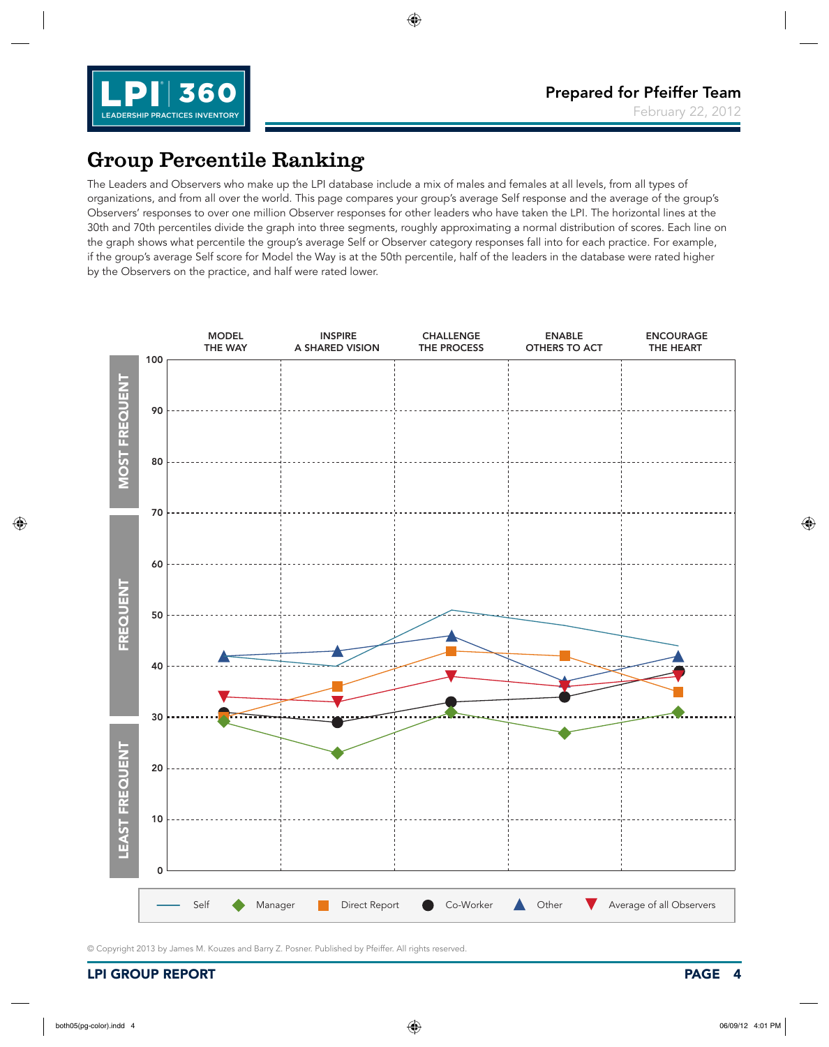# Group Percentile Ranking

The Leaders and Observers who make up the LPI database include a mix of males and females at all levels, from all types of organizations, and from all over the world. This page compares your group's average Self response and the average of the group's Observers' responses to over one million Observer responses for other leaders who have taken the LPI. The horizontal lines at the 30th and 70th percentiles divide the graph into three segments, roughly approximating a normal distribution of scores. Each line on the graph shows what percentile the group's average Self or Observer category responses fall into for each practice. For example, if the group's average Self score for Model the Way is at the 50th percentile, half of the leaders in the database were rated higher by the Observers on the practice, and half were rated lower.

MODEL THE WAY
INSPIRE A SHARED VISION
CHALLENGE THE PROCESS
ENABLE OTHERS TO ACT
ENCOURAGE THE HEART

MOST FREQUENT
FREQUENT
LEAST FREQUENT

100
90
80
70
60
50
40
30
20
10
0

Self
Manager
Direct Report
Co-Worker
Other
Average of all Observers

© Copyright 2013 by James M. Kouzes and Barry Z. Posner. Published by Pfeiffer. All rights reserved.